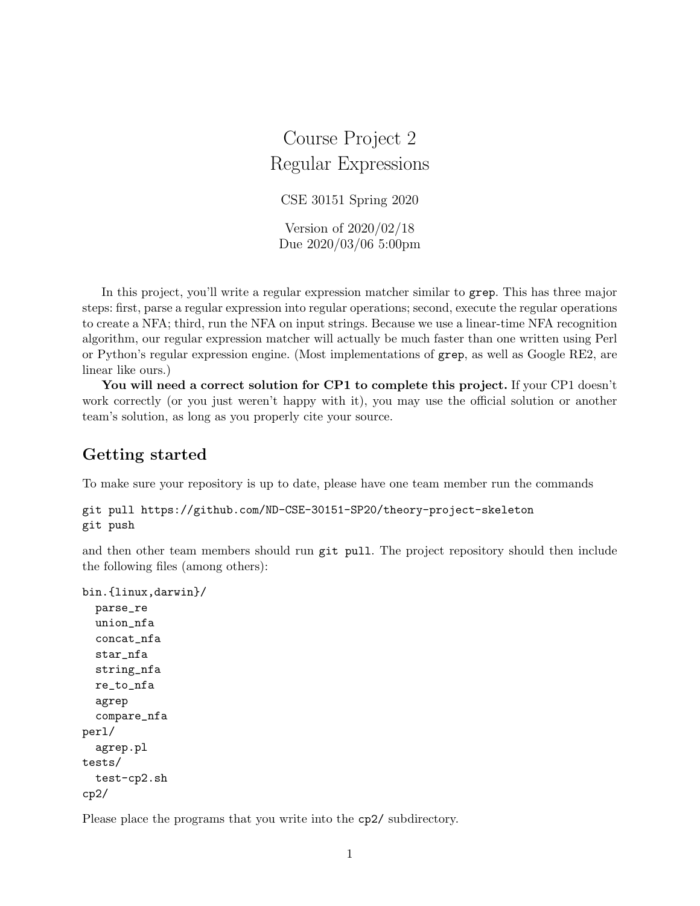# Course Project 2
# Regular Expressions

CSE 30151 Spring 2020

Version of 2020/02/18
Due 2020/03/06 5:00pm

In this project, you'll write a regular expression matcher similar to `grep`. This has three major steps: first, parse a regular expression into regular operations; second, execute the regular operations to create a NFA; third, run the NFA on input strings. Because we use a linear-time NFA recognition algorithm, our regular expression matcher will actually be much faster than one written using Perl or Python's regular expression engine. (Most implementations of `grep`, as well as Google RE2, are linear like ours.)

**You will need a correct solution for CP1 to complete this project.** If your CP1 doesn't work correctly (or you just weren't happy with it), you may use the official solution or another team's solution, as long as you properly cite your source.

## Getting started

To make sure your repository is up to date, please have one team member run the commands

```
git pull https://github.com/ND-CSE-30151-SP20/theory-project-skeleton
git push
```

and then other team members should run `git pull`. The project repository should then include the following files (among others):

```
bin.{linux,darwin}/
  parse_re
  union_nfa
  concat_nfa
  star_nfa
  string_nfa
  re_to_nfa
  agrep
  compare_nfa
perl/
  agrep.pl
tests/
  test-cp2.sh
cp2/
```

Please place the programs that you write into the `cp2/` subdirectory.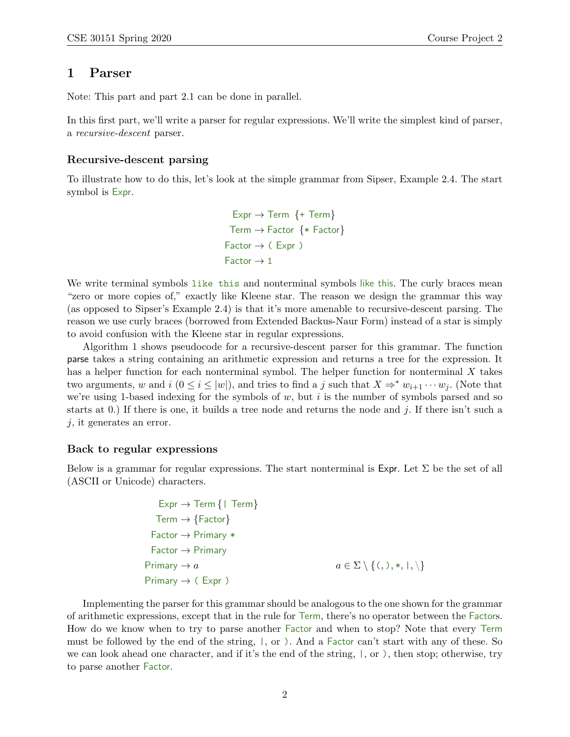# 1 Parser

Note: This part and part 2.1 can be done in parallel.

In this first part, we'll write a parser for regular expressions. We'll write the simplest kind of parser, a *recursive-descent* parser.

### Recursive-descent parsing

To illustrate how to do this, let's look at the simple grammar from Sipser, Example 2.4. The start symbol is Expr.

$$
\begin{aligned}
\text{Expr} &\rightarrow \text{Term}\ \{\texttt{+}\ \text{Term}\} \\
\text{Term} &\rightarrow \text{Factor}\ \{\texttt{*}\ \text{Factor}\} \\
\text{Factor} &\rightarrow \texttt{(}\ \text{Expr}\ \texttt{)} \\
\text{Factor} &\rightarrow \texttt{1}
\end{aligned}
$$

We write terminal symbols `like this` and nonterminal symbols like this. The curly braces mean "zero or more copies of," exactly like Kleene star. The reason we design the grammar this way (as opposed to Sipser's Example 2.4) is that it's more amenable to recursive-descent parsing. The reason we use curly braces (borrowed from Extended Backus-Naur Form) instead of a star is simply to avoid confusion with the Kleene star in regular expressions.

Algorithm 1 shows pseudocode for a recursive-descent parser for this grammar. The function parse takes a string containing an arithmetic expression and returns a tree for the expression. It has a helper function for each nonterminal symbol. The helper function for nonterminal $X$ takes two arguments, $w$ and $i$ ($0 \leq i \leq |w|$), and tries to find a $j$ such that $X \Rightarrow^* w_{i+1} \cdots w_j$. (Note that we're using 1-based indexing for the symbols of $w$, but $i$ is the number of symbols parsed and so starts at 0.) If there is one, it builds a tree node and returns the node and $j$. If there isn't such a $j$, it generates an error.

### Back to regular expressions

Below is a grammar for regular expressions. The start nonterminal is Expr. Let $\Sigma$ be the set of all (ASCII or Unicode) characters.

$$
\begin{aligned}
\text{Expr} &\rightarrow \text{Term}\ \{\texttt{|}\ \text{Term}\} \\
\text{Term} &\rightarrow \{\text{Factor}\} \\
\text{Factor} &\rightarrow \text{Primary}\ \texttt{*} \\
\text{Factor} &\rightarrow \text{Primary} \\
\text{Primary} &\rightarrow a & a \in \Sigma \setminus \{\texttt{(}, \texttt{)}, \texttt{*}, \texttt{|}, \backslash\} \\
\text{Primary} &\rightarrow \texttt{(}\ \text{Expr}\ \texttt{)}
\end{aligned}
$$

Implementing the parser for this grammar should be analogous to the one shown for the grammar of arithmetic expressions, except that in the rule for Term, there's no operator between the Factors. How do we know when to try to parse another Factor and when to stop? Note that every Term must be followed by the end of the string, `|`, or `)`. And a Factor can't start with any of these. So we can look ahead one character, and if it's the end of the string, `|`, or `)`, then stop; otherwise, try to parse another Factor.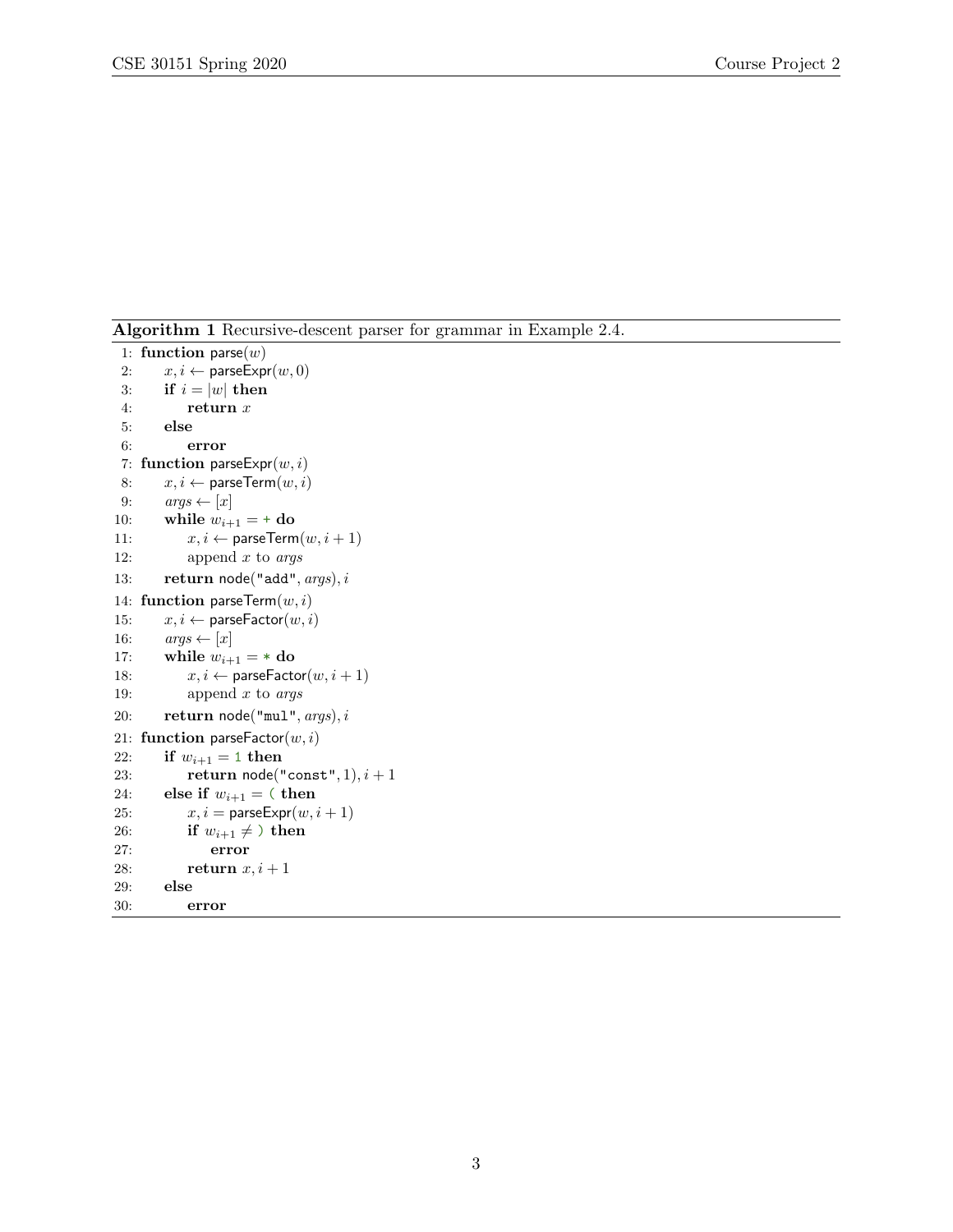**Algorithm 1** Recursive-descent parser for grammar in Example 2.4.

```
 1: function parse(w)
 2:     x, i ← parseExpr(w, 0)
 3:     if i = |w| then
 4:         return x
 5:     else
 6:         error
 7: function parseExpr(w, i)
 8:     x, i ← parseTerm(w, i)
 9:     args ← [x]
10:     while w_{i+1} = + do
11:         x, i ← parseTerm(w, i + 1)
12:         append x to args
13:     return node("add", args), i
14: function parseTerm(w, i)
15:     x, i ← parseFactor(w, i)
16:     args ← [x]
17:     while w_{i+1} = * do
18:         x, i ← parseFactor(w, i + 1)
19:         append x to args
20:     return node("mul", args), i
21: function parseFactor(w, i)
22:     if w_{i+1} = 1 then
23:         return node("const", 1), i + 1
24:     else if w_{i+1} = ( then
25:         x, i = parseExpr(w, i + 1)
26:         if w_{i+1} ≠ ) then
27:             error
28:         return x, i + 1
29:     else
30:         error
```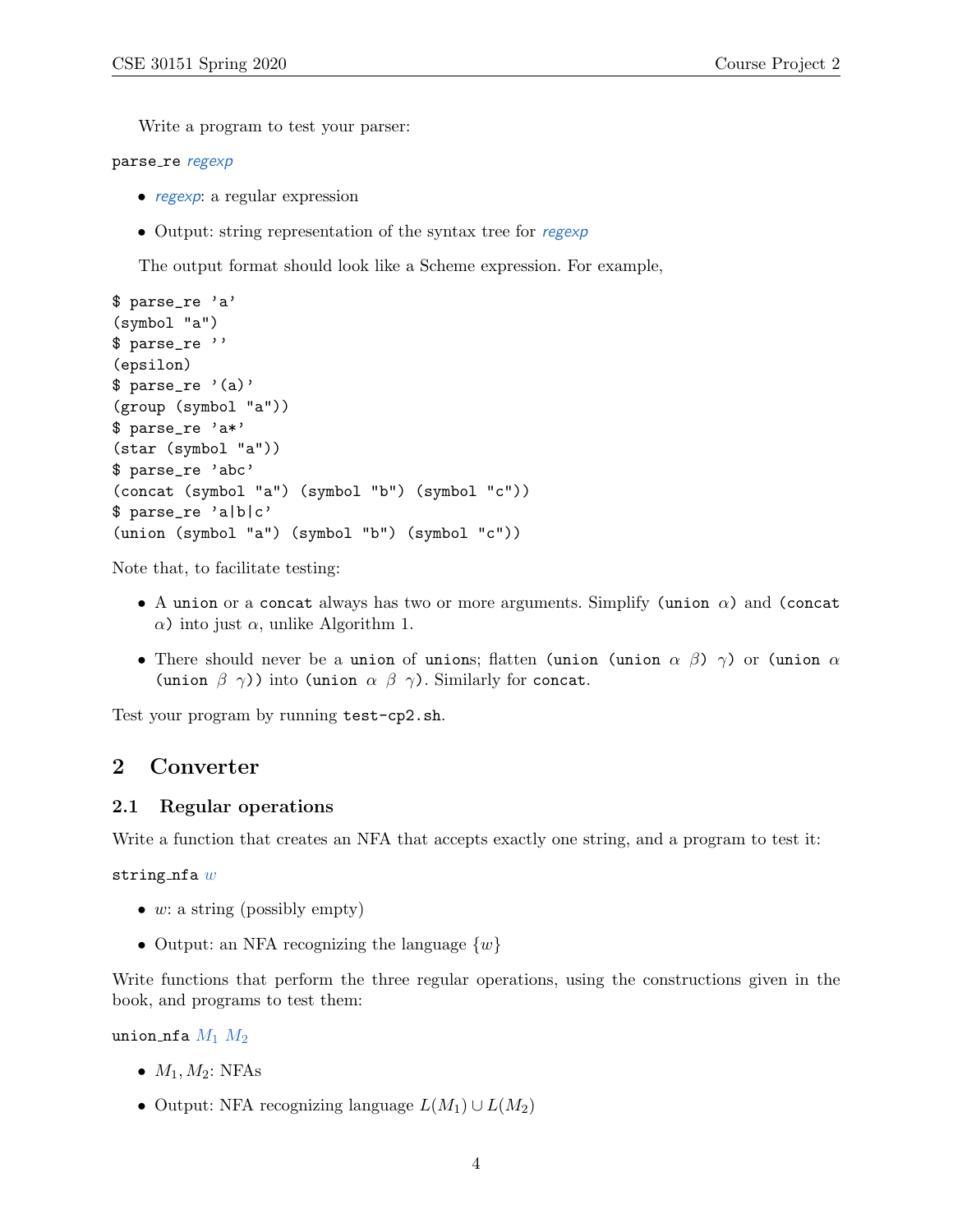Write a program to test your parser:

parse_re *regexp*

- *regexp*: a regular expression
- Output: string representation of the syntax tree for *regexp*

The output format should look like a Scheme expression. For example,

```
$ parse_re 'a'
(symbol "a")
$ parse_re ''
(epsilon)
$ parse_re '(a)'
(group (symbol "a"))
$ parse_re 'a*'
(star (symbol "a"))
$ parse_re 'abc'
(concat (symbol "a") (symbol "b") (symbol "c"))
$ parse_re 'a|b|c'
(union (symbol "a") (symbol "b") (symbol "c"))
```

Note that, to facilitate testing:

- A `union` or a `concat` always has two or more arguments. Simplify `(union` $\alpha$`)` and `(concat` $\alpha$`)` into just $\alpha$, unlike Algorithm 1.
- There should never be a `union` of `union`s; flatten `(union (union` $\alpha$ $\beta$`)` $\gamma$`)` or `(union` $\alpha$ `(union` $\beta$ $\gamma$`))` into `(union` $\alpha$ $\beta$ $\gamma$`)`. Similarly for `concat`.

Test your program by running `test-cp2.sh`.

## 2 Converter

### 2.1 Regular operations

Write a function that creates an NFA that accepts exactly one string, and a program to test it:

string_nfa $w$

- $w$: a string (possibly empty)
- Output: an NFA recognizing the language $\{w\}$

Write functions that perform the three regular operations, using the constructions given in the book, and programs to test them:

union_nfa $M_1$ $M_2$

- $M_1, M_2$: NFAs
- Output: NFA recognizing language $L(M_1) \cup L(M_2)$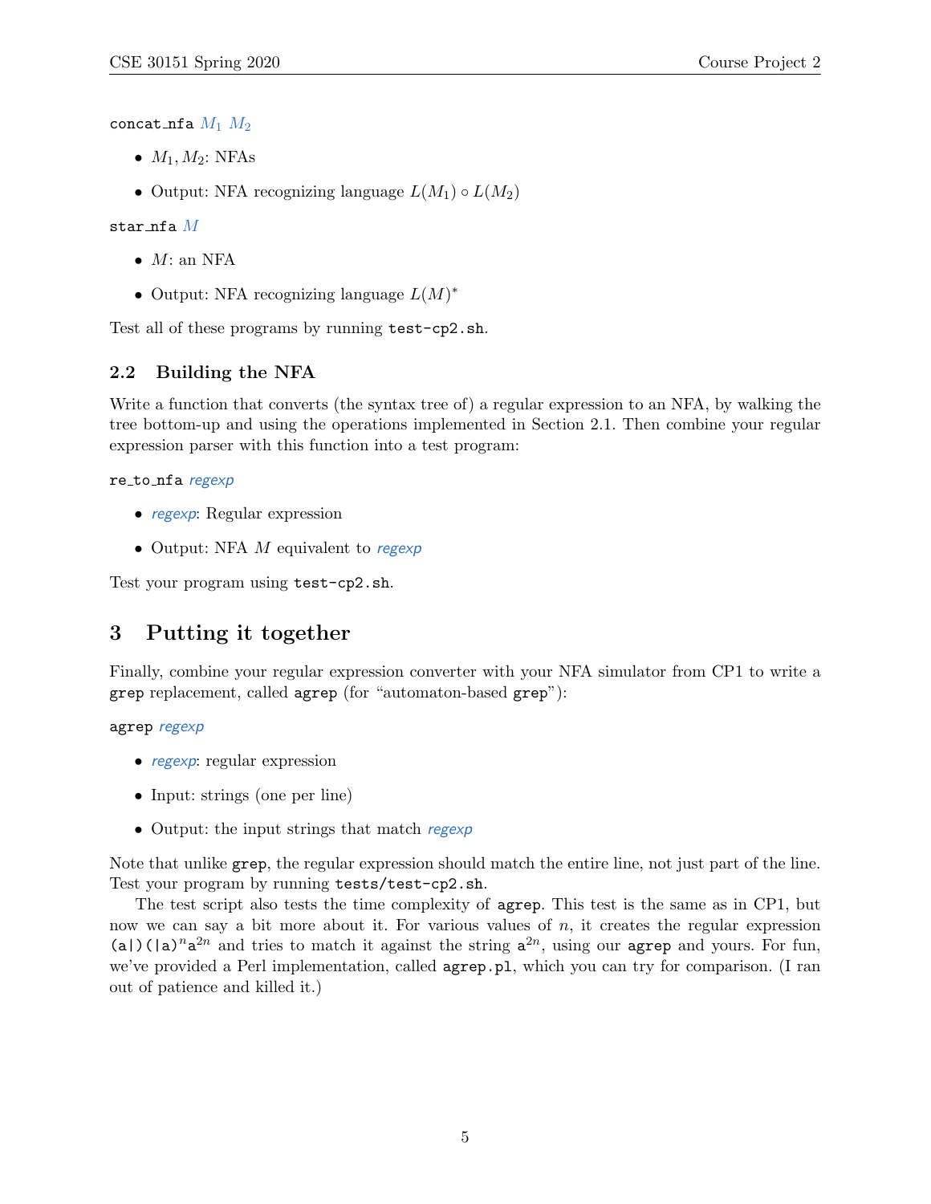`concat_nfa` $M_1$ $M_2$

- $M_1, M_2$: NFAs
- Output: NFA recognizing language $L(M_1) \circ L(M_2)$

`star_nfa` $M$

- $M$: an NFA
- Output: NFA recognizing language $L(M)^*$

Test all of these programs by running `test-cp2.sh`.

### 2.2 Building the NFA

Write a function that converts (the syntax tree of) a regular expression to an NFA, by walking the tree bottom-up and using the operations implemented in Section 2.1. Then combine your regular expression parser with this function into a test program:

`re_to_nfa` *regexp*

- *regexp*: Regular expression
- Output: NFA $M$ equivalent to *regexp*

Test your program using `test-cp2.sh`.

## 3 Putting it together

Finally, combine your regular expression converter with your NFA simulator from CP1 to write a `grep` replacement, called `agrep` (for "automaton-based `grep`"):

`agrep` *regexp*

- *regexp*: regular expression
- Input: strings (one per line)
- Output: the input strings that match *regexp*

Note that unlike `grep`, the regular expression should match the entire line, not just part of the line. Test your program by running `tests/test-cp2.sh`.

The test script also tests the time complexity of `agrep`. This test is the same as in CP1, but now we can say a bit more about it. For various values of $n$, it creates the regular expression `(a|)(|a)`$^n$`a`$^{2n}$ and tries to match it against the string `a`$^{2n}$, using our `agrep` and yours. For fun, we've provided a Perl implementation, called `agrep.pl`, which you can try for comparison. (I ran out of patience and killed it.)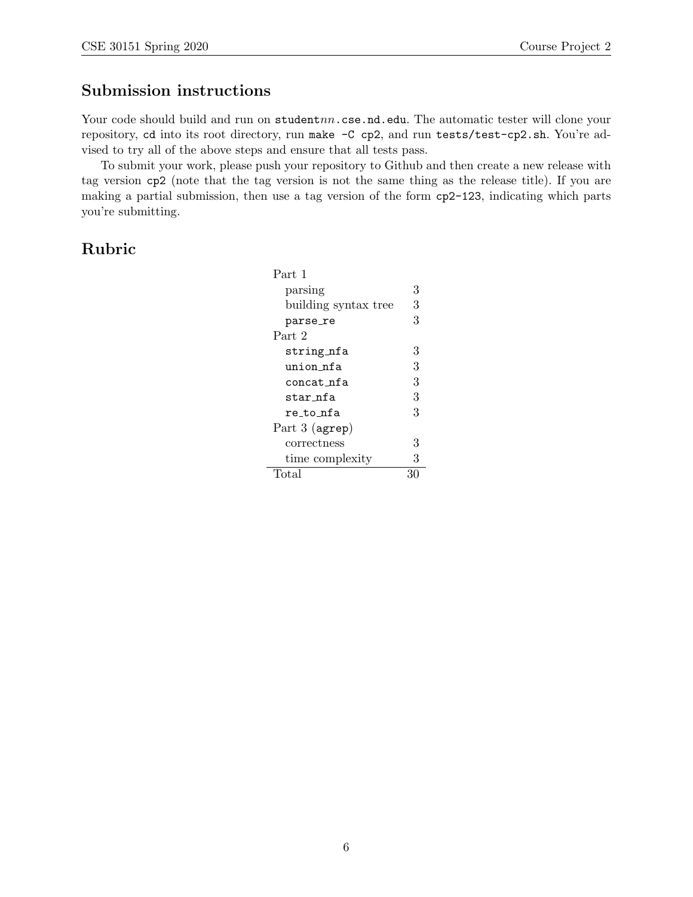## Submission instructions

Your code should build and run on student*nn*.cse.nd.edu. The automatic tester will clone your repository, cd into its root directory, run `make -C cp2`, and run `tests/test-cp2.sh`. You're advised to try all of the above steps and ensure that all tests pass.

To submit your work, please push your repository to Github and then create a new release with tag version `cp2` (note that the tag version is not the same thing as the release title). If you are making a partial submission, then use a tag version of the form `cp2-123`, indicating which parts you're submitting.

## Rubric

| | |
|---|---|
| Part 1 | |
| parsing | 3 |
| building syntax tree | 3 |
| `parse_re` | 3 |
| Part 2 | |
| `string_nfa` | 3 |
| `union_nfa` | 3 |
| `concat_nfa` | 3 |
| `star_nfa` | 3 |
| `re_to_nfa` | 3 |
| Part 3 (`agrep`) | |
| correctness | 3 |
| time complexity | 3 |
| Total | 30 |